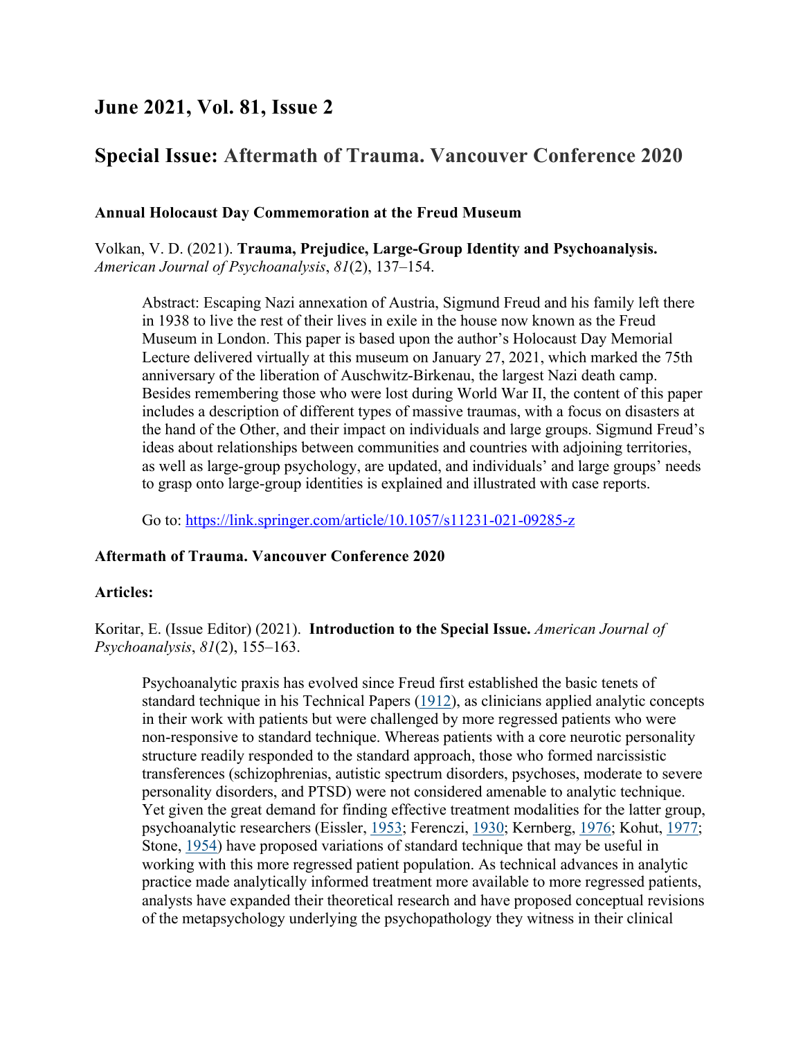## June 2021, Vol. 81, Issue 2

## Special Issue: Aftermath of Trauma. Vancouver Conference 2020

### Annual Holocaust Day Commemoration at the Freud Museum

Volkan, V. D. (2021). **Trauma, Prejudice, Large-Group Identity and Psychoanalysis.** *American Journal of Psychoanalysis*, *81*(2), 137–154.

> Abstract: Escaping Nazi annexation of Austria, Sigmund Freud and his family left there in 1938 to live the rest of their lives in exile in the house now known as the Freud Museum in London. This paper is based upon the author's Holocaust Day Memorial Lecture delivered virtually at this museum on January 27, 2021, which marked the 75th anniversary of the liberation of Auschwitz-Birkenau, the largest Nazi death camp. Besides remembering those who were lost during World War II, the content of this paper includes a description of different types of massive traumas, with a focus on disasters at the hand of the Other, and their impact on individuals and large groups. Sigmund Freud's ideas about relationships between communities and countries with adjoining territories, as well as large-group psychology, are updated, and individuals' and large groups' needs to grasp onto large-group identities is explained and illustrated with case reports.
>
> Go to: https://link.springer.com/article/10.1057/s11231-021-09285-z

### Aftermath of Trauma. Vancouver Conference 2020

### Articles:

Koritar, E. (Issue Editor) (2021). **Introduction to the Special Issue.** *American Journal of Psychoanalysis*, *81*(2), 155–163.

> Psychoanalytic praxis has evolved since Freud first established the basic tenets of standard technique in his Technical Papers (1912), as clinicians applied analytic concepts in their work with patients but were challenged by more regressed patients who were non-responsive to standard technique. Whereas patients with a core neurotic personality structure readily responded to the standard approach, those who formed narcissistic transferences (schizophrenias, autistic spectrum disorders, psychoses, moderate to severe personality disorders, and PTSD) were not considered amenable to analytic technique. Yet given the great demand for finding effective treatment modalities for the latter group, psychoanalytic researchers (Eissler, 1953; Ferenczi, 1930; Kernberg, 1976; Kohut, 1977; Stone, 1954) have proposed variations of standard technique that may be useful in working with this more regressed patient population. As technical advances in analytic practice made analytically informed treatment more available to more regressed patients, analysts have expanded their theoretical research and have proposed conceptual revisions of the metapsychology underlying the psychopathology they witness in their clinical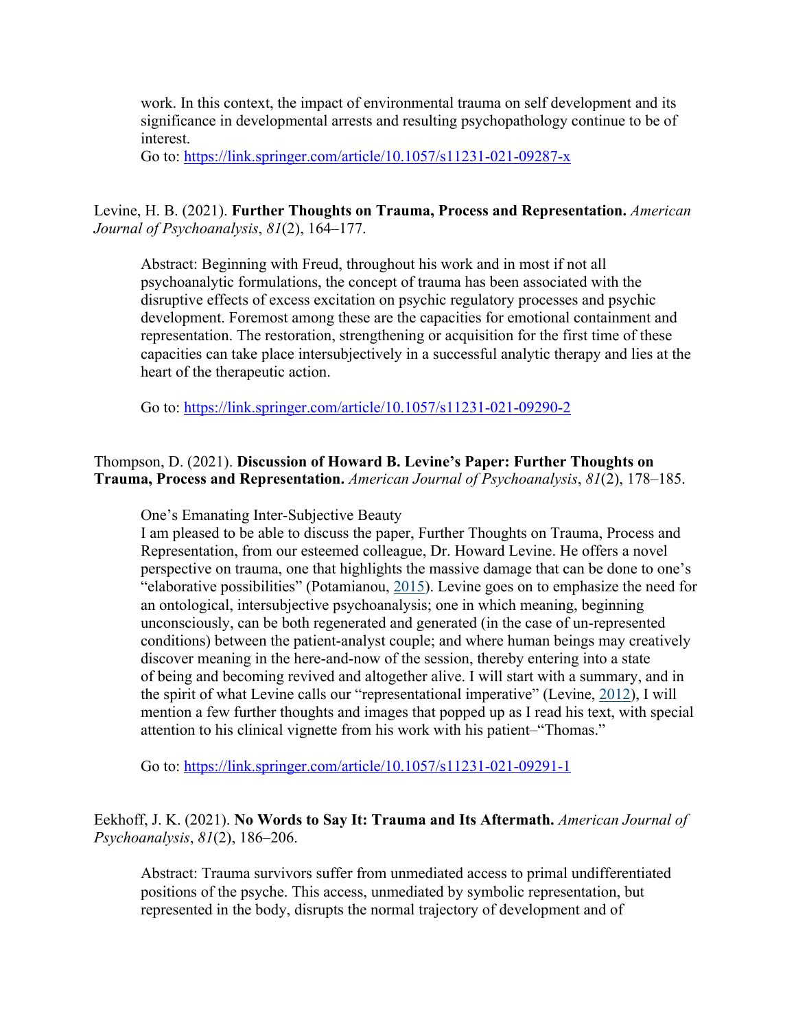work. In this context, the impact of environmental trauma on self development and its significance in developmental arrests and resulting psychopathology continue to be of interest.
Go to: https://link.springer.com/article/10.1057/s11231-021-09287-x

Levine, H. B. (2021). **Further Thoughts on Trauma, Process and Representation.** *American Journal of Psychoanalysis*, *81*(2), 164–177.

Abstract: Beginning with Freud, throughout his work and in most if not all psychoanalytic formulations, the concept of trauma has been associated with the disruptive effects of excess excitation on psychic regulatory processes and psychic development. Foremost among these are the capacities for emotional containment and representation. The restoration, strengthening or acquisition for the first time of these capacities can take place intersubjectively in a successful analytic therapy and lies at the heart of the therapeutic action.

Go to: https://link.springer.com/article/10.1057/s11231-021-09290-2

Thompson, D. (2021). **Discussion of Howard B. Levine's Paper: Further Thoughts on Trauma, Process and Representation.** *American Journal of Psychoanalysis*, *81*(2), 178–185.

One's Emanating Inter-Subjective Beauty
I am pleased to be able to discuss the paper, Further Thoughts on Trauma, Process and Representation, from our esteemed colleague, Dr. Howard Levine. He offers a novel perspective on trauma, one that highlights the massive damage that can be done to one's "elaborative possibilities" (Potamianou, 2015). Levine goes on to emphasize the need for an ontological, intersubjective psychoanalysis; one in which meaning, beginning unconsciously, can be both regenerated and generated (in the case of un-represented conditions) between the patient-analyst couple; and where human beings may creatively discover meaning in the here-and-now of the session, thereby entering into a state of being and becoming revived and altogether alive. I will start with a summary, and in the spirit of what Levine calls our "representational imperative" (Levine, 2012), I will mention a few further thoughts and images that popped up as I read his text, with special attention to his clinical vignette from his work with his patient–"Thomas."

Go to: https://link.springer.com/article/10.1057/s11231-021-09291-1

Eekhoff, J. K. (2021). **No Words to Say It: Trauma and Its Aftermath.** *American Journal of Psychoanalysis*, *81*(2), 186–206.

Abstract: Trauma survivors suffer from unmediated access to primal undifferentiated positions of the psyche. This access, unmediated by symbolic representation, but represented in the body, disrupts the normal trajectory of development and of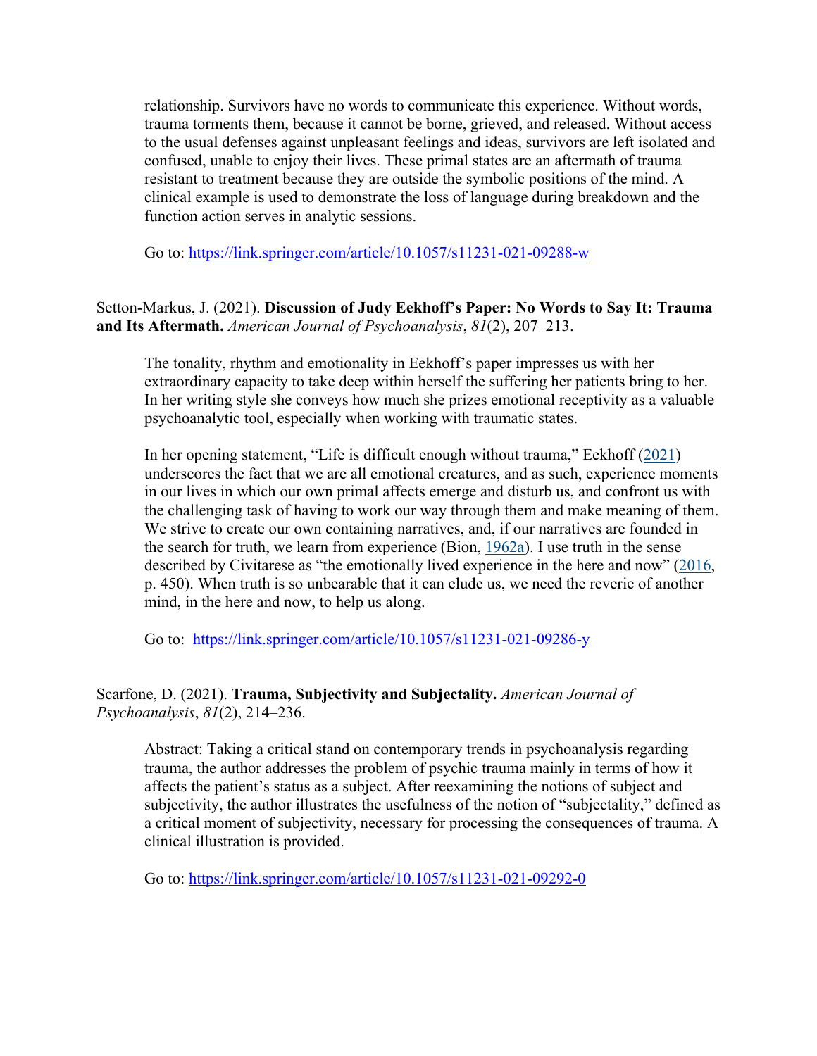relationship. Survivors have no words to communicate this experience. Without words, trauma torments them, because it cannot be borne, grieved, and released. Without access to the usual defenses against unpleasant feelings and ideas, survivors are left isolated and confused, unable to enjoy their lives. These primal states are an aftermath of trauma resistant to treatment because they are outside the symbolic positions of the mind. A clinical example is used to demonstrate the loss of language during breakdown and the function action serves in analytic sessions.

Go to: https://link.springer.com/article/10.1057/s11231-021-09288-w

Setton-Markus, J. (2021). **Discussion of Judy Eekhoff's Paper: No Words to Say It: Trauma and Its Aftermath.** *American Journal of Psychoanalysis*, *81*(2), 207–213.

The tonality, rhythm and emotionality in Eekhoff's paper impresses us with her extraordinary capacity to take deep within herself the suffering her patients bring to her. In her writing style she conveys how much she prizes emotional receptivity as a valuable psychoanalytic tool, especially when working with traumatic states.

In her opening statement, "Life is difficult enough without trauma," Eekhoff (2021) underscores the fact that we are all emotional creatures, and as such, experience moments in our lives in which our own primal affects emerge and disturb us, and confront us with the challenging task of having to work our way through them and make meaning of them. We strive to create our own containing narratives, and, if our narratives are founded in the search for truth, we learn from experience (Bion, 1962a). I use truth in the sense described by Civitarese as "the emotionally lived experience in the here and now" (2016, p. 450). When truth is so unbearable that it can elude us, we need the reverie of another mind, in the here and now, to help us along.

Go to: https://link.springer.com/article/10.1057/s11231-021-09286-y

Scarfone, D. (2021). **Trauma, Subjectivity and Subjectality.** *American Journal of Psychoanalysis*, *81*(2), 214–236.

Abstract: Taking a critical stand on contemporary trends in psychoanalysis regarding trauma, the author addresses the problem of psychic trauma mainly in terms of how it affects the patient's status as a subject. After reexamining the notions of subject and subjectivity, the author illustrates the usefulness of the notion of "subjectality," defined as a critical moment of subjectivity, necessary for processing the consequences of trauma. A clinical illustration is provided.

Go to: https://link.springer.com/article/10.1057/s11231-021-09292-0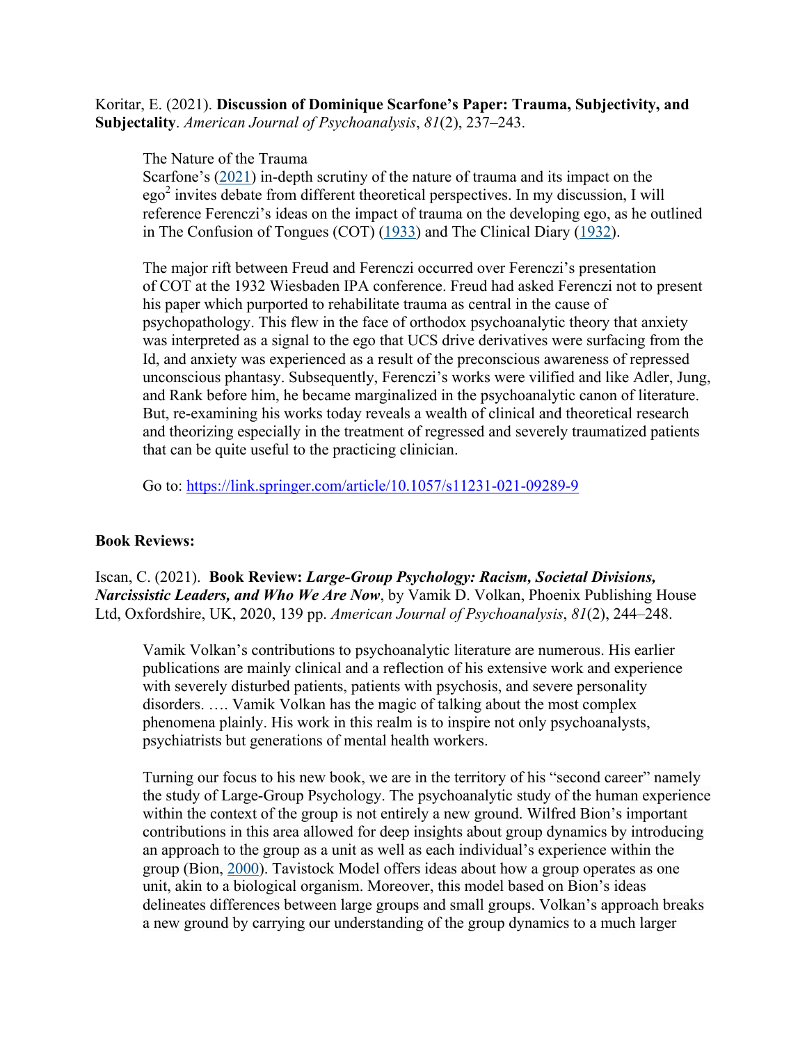Koritar, E. (2021). **Discussion of Dominique Scarfone's Paper: Trauma, Subjectivity, and Subjectality**. *American Journal of Psychoanalysis*, *81*(2), 237–243.

> The Nature of the Trauma
> Scarfone's (2021) in-depth scrutiny of the nature of trauma and its impact on the ego[2] invites debate from different theoretical perspectives. In my discussion, I will reference Ferenczi's ideas on the impact of trauma on the developing ego, as he outlined in The Confusion of Tongues (COT) (1933) and The Clinical Diary (1932).
>
> The major rift between Freud and Ferenczi occurred over Ferenczi's presentation of COT at the 1932 Wiesbaden IPA conference. Freud had asked Ferenczi not to present his paper which purported to rehabilitate trauma as central in the cause of psychopathology. This flew in the face of orthodox psychoanalytic theory that anxiety was interpreted as a signal to the ego that UCS drive derivatives were surfacing from the Id, and anxiety was experienced as a result of the preconscious awareness of repressed unconscious phantasy. Subsequently, Ferenczi's works were vilified and like Adler, Jung, and Rank before him, he became marginalized in the psychoanalytic canon of literature. But, re-examining his works today reveals a wealth of clinical and theoretical research and theorizing especially in the treatment of regressed and severely traumatized patients that can be quite useful to the practicing clinician.
>
> Go to: https://link.springer.com/article/10.1057/s11231-021-09289-9

**Book Reviews:**

Iscan, C. (2021). **Book Review: *Large-Group Psychology: Racism, Societal Divisions, Narcissistic Leaders, and Who We Are Now***, by Vamik D. Volkan, Phoenix Publishing House Ltd, Oxfordshire, UK, 2020, 139 pp. *American Journal of Psychoanalysis*, *81*(2), 244–248.

> Vamik Volkan's contributions to psychoanalytic literature are numerous. His earlier publications are mainly clinical and a reflection of his extensive work and experience with severely disturbed patients, patients with psychosis, and severe personality disorders. …. Vamik Volkan has the magic of talking about the most complex phenomena plainly. His work in this realm is to inspire not only psychoanalysts, psychiatrists but generations of mental health workers.
>
> Turning our focus to his new book, we are in the territory of his "second career" namely the study of Large-Group Psychology. The psychoanalytic study of the human experience within the context of the group is not entirely a new ground. Wilfred Bion's important contributions in this area allowed for deep insights about group dynamics by introducing an approach to the group as a unit as well as each individual's experience within the group (Bion, 2000). Tavistock Model offers ideas about how a group operates as one unit, akin to a biological organism. Moreover, this model based on Bion's ideas delineates differences between large groups and small groups. Volkan's approach breaks a new ground by carrying our understanding of the group dynamics to a much larger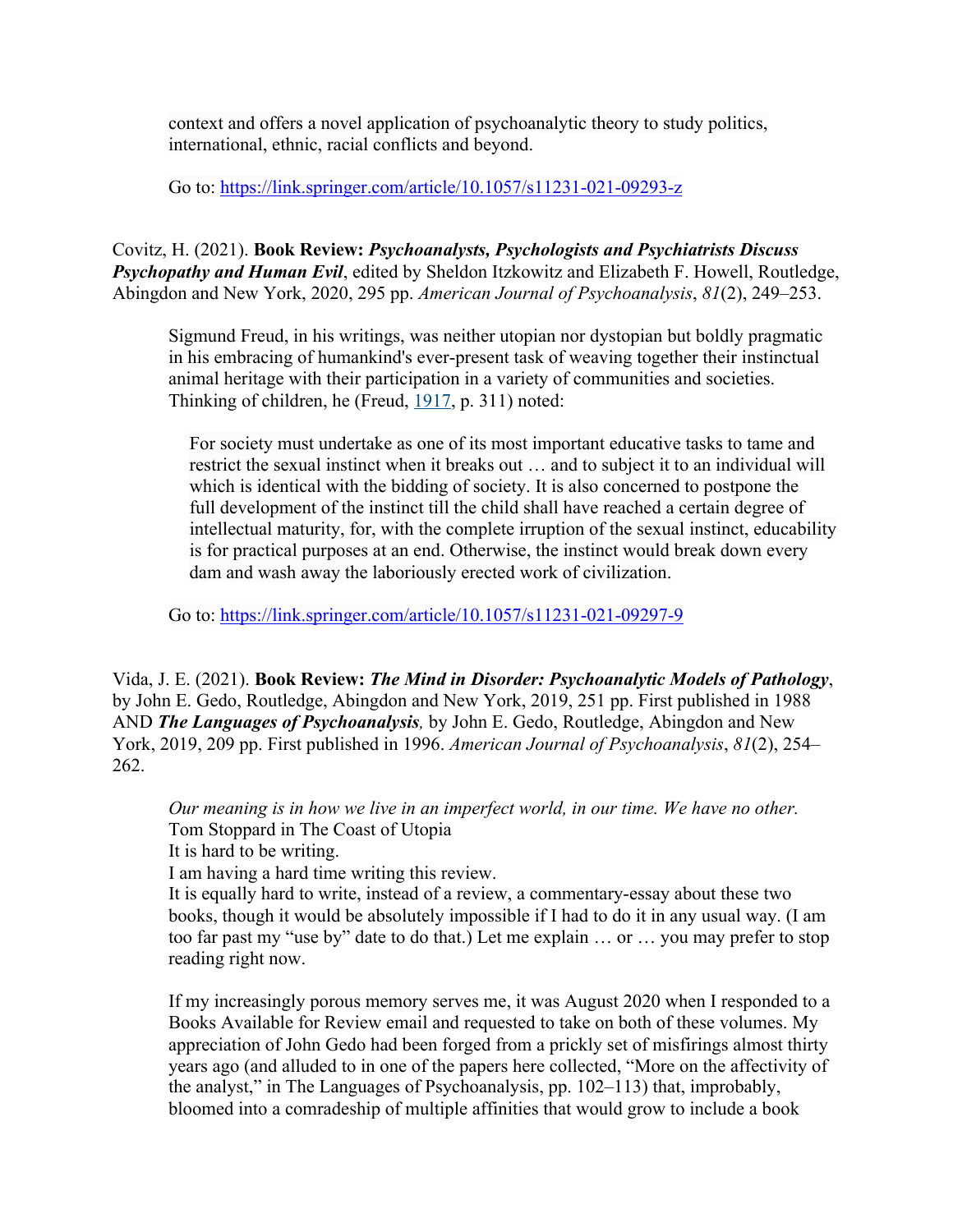context and offers a novel application of psychoanalytic theory to study politics, international, ethnic, racial conflicts and beyond.

Go to: https://link.springer.com/article/10.1057/s11231-021-09293-z

Covitz, H. (2021). **Book Review: *Psychoanalysts, Psychologists and Psychiatrists Discuss Psychopathy and Human Evil***, edited by Sheldon Itzkowitz and Elizabeth F. Howell, Routledge, Abingdon and New York, 2020, 295 pp. *American Journal of Psychoanalysis*, *81*(2), 249–253.

> Sigmund Freud, in his writings, was neither utopian nor dystopian but boldly pragmatic in his embracing of humankind's ever-present task of weaving together their instinctual animal heritage with their participation in a variety of communities and societies. Thinking of children, he (Freud, 1917, p. 311) noted:
>
> > For society must undertake as one of its most important educative tasks to tame and restrict the sexual instinct when it breaks out … and to subject it to an individual will which is identical with the bidding of society. It is also concerned to postpone the full development of the instinct till the child shall have reached a certain degree of intellectual maturity, for, with the complete irruption of the sexual instinct, educability is for practical purposes at an end. Otherwise, the instinct would break down every dam and wash away the laboriously erected work of civilization.
>
> Go to: https://link.springer.com/article/10.1057/s11231-021-09297-9

Vida, J. E. (2021). **Book Review: *The Mind in Disorder: Psychoanalytic Models of Pathology***, by John E. Gedo, Routledge, Abingdon and New York, 2019, 251 pp. First published in 1988 AND ***The Languages of Psychoanalysis****,* by John E. Gedo, Routledge, Abingdon and New York, 2019, 209 pp. First published in 1996. *American Journal of Psychoanalysis*, *81*(2), 254–262.

> *Our meaning is in how we live in an imperfect world, in our time. We have no other.*
> Tom Stoppard in The Coast of Utopia
> It is hard to be writing.
> I am having a hard time writing this review.
> It is equally hard to write, instead of a review, a commentary-essay about these two books, though it would be absolutely impossible if I had to do it in any usual way. (I am too far past my "use by" date to do that.) Let me explain … or … you may prefer to stop reading right now.
>
> If my increasingly porous memory serves me, it was August 2020 when I responded to a Books Available for Review email and requested to take on both of these volumes. My appreciation of John Gedo had been forged from a prickly set of misfirings almost thirty years ago (and alluded to in one of the papers here collected, "More on the affectivity of the analyst," in The Languages of Psychoanalysis, pp. 102–113) that, improbably, bloomed into a comradeship of multiple affinities that would grow to include a book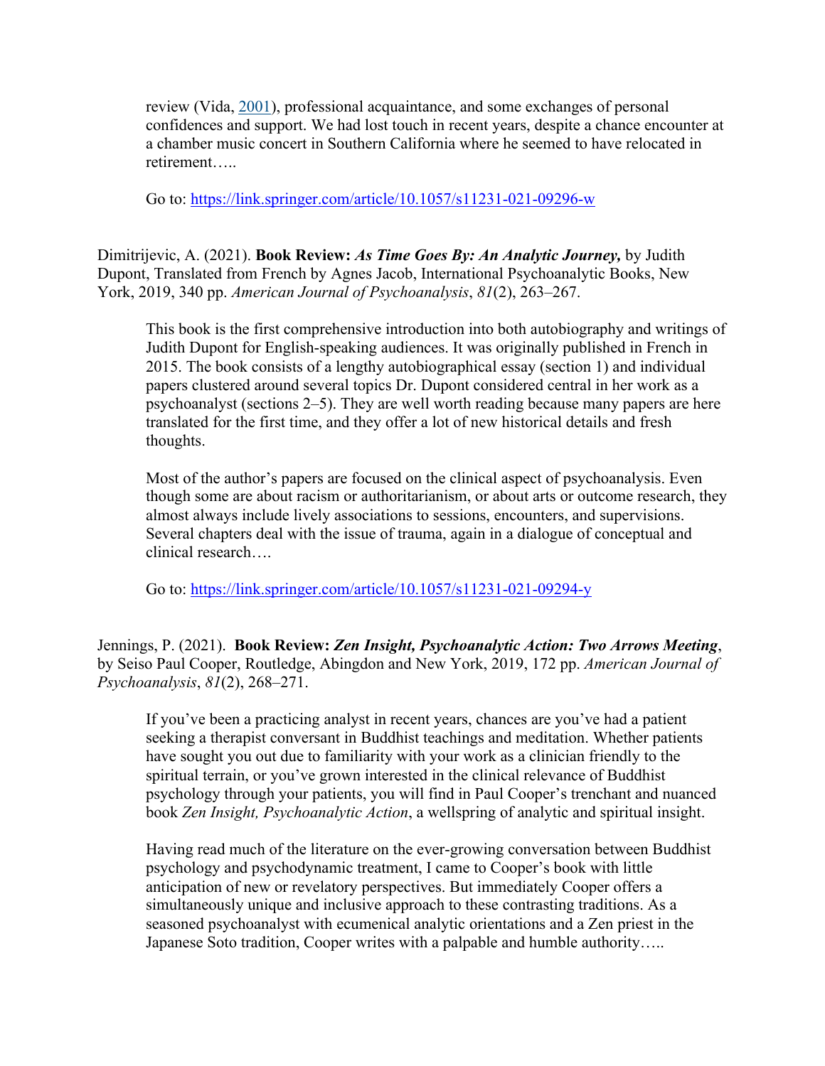review (Vida, [2001](#)), professional acquaintance, and some exchanges of personal confidences and support. We had lost touch in recent years, despite a chance encounter at a chamber music concert in Southern California where he seemed to have relocated in retirement…..

Go to: [https://link.springer.com/article/10.1057/s11231-021-09296-w](https://link.springer.com/article/10.1057/s11231-021-09296-w)

Dimitrijevic, A. (2021). **Book Review: *As Time Goes By: An Analytic Journey,*** by Judith Dupont, Translated from French by Agnes Jacob, International Psychoanalytic Books, New York, 2019, 340 pp. *American Journal of Psychoanalysis*, *81*(2), 263–267.

> This book is the first comprehensive introduction into both autobiography and writings of Judith Dupont for English-speaking audiences. It was originally published in French in 2015. The book consists of a lengthy autobiographical essay (section 1) and individual papers clustered around several topics Dr. Dupont considered central in her work as a psychoanalyst (sections 2–5). They are well worth reading because many papers are here translated for the first time, and they offer a lot of new historical details and fresh thoughts.
>
> Most of the author's papers are focused on the clinical aspect of psychoanalysis. Even though some are about racism or authoritarianism, or about arts or outcome research, they almost always include lively associations to sessions, encounters, and supervisions. Several chapters deal with the issue of trauma, again in a dialogue of conceptual and clinical research….
>
> Go to: [https://link.springer.com/article/10.1057/s11231-021-09294-y](https://link.springer.com/article/10.1057/s11231-021-09294-y)

Jennings, P. (2021). **Book Review: *Zen Insight, Psychoanalytic Action: Two Arrows Meeting***, by Seiso Paul Cooper, Routledge, Abingdon and New York, 2019, 172 pp. *American Journal of Psychoanalysis*, *81*(2), 268–271.

> If you've been a practicing analyst in recent years, chances are you've had a patient seeking a therapist conversant in Buddhist teachings and meditation. Whether patients have sought you out due to familiarity with your work as a clinician friendly to the spiritual terrain, or you've grown interested in the clinical relevance of Buddhist psychology through your patients, you will find in Paul Cooper's trenchant and nuanced book *Zen Insight, Psychoanalytic Action*, a wellspring of analytic and spiritual insight.
>
> Having read much of the literature on the ever-growing conversation between Buddhist psychology and psychodynamic treatment, I came to Cooper's book with little anticipation of new or revelatory perspectives. But immediately Cooper offers a simultaneously unique and inclusive approach to these contrasting traditions. As a seasoned psychoanalyst with ecumenical analytic orientations and a Zen priest in the Japanese Soto tradition, Cooper writes with a palpable and humble authority…..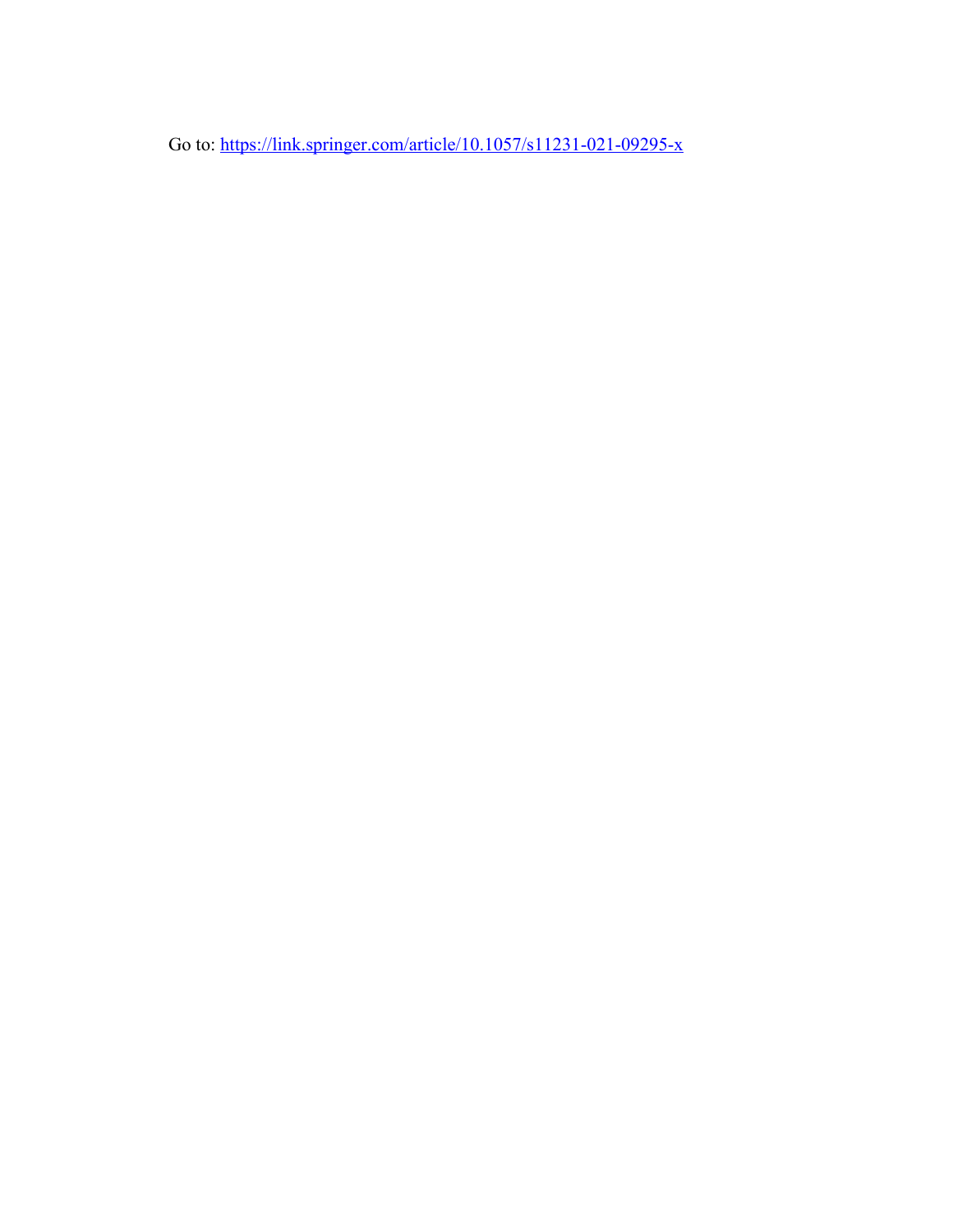Go to: https://link.springer.com/article/10.1057/s11231-021-09295-x